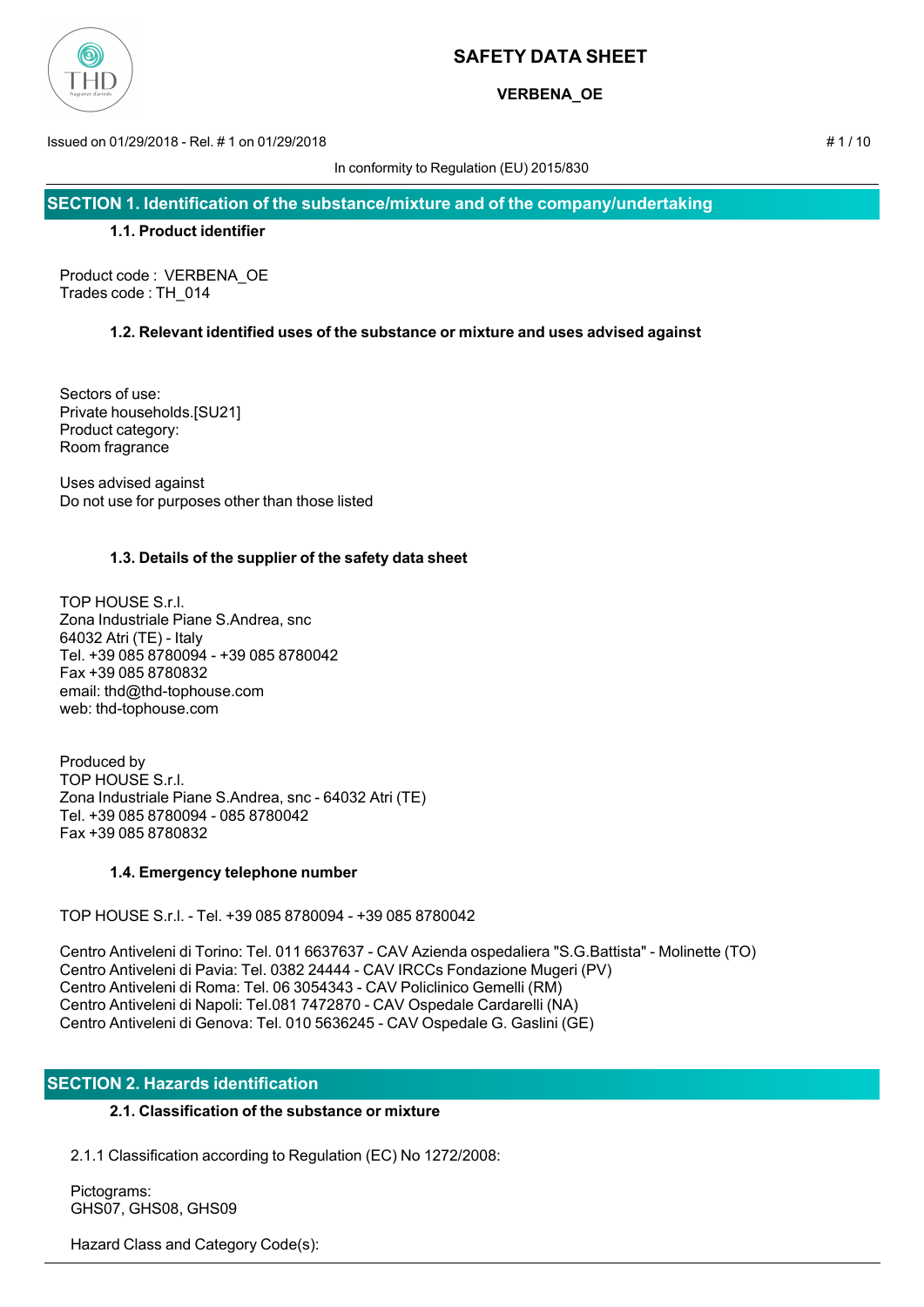# SAFETY DATA SHEET

**VERBENA_OE**

Issued on 01/29/2018 - Rel. # 1 on 01/29/2018

In conformity to Regulation (EU) 2015/830

## SECTION 1. Identification of the substance/mixture and of the company/undertaking

### 1.1. Product identifier

Product code : VERBENA_OE
Trades code : TH_014

### 1.2. Relevant identified uses of the substance or mixture and uses advised against

Sectors of use:
Private households.[SU21]
Product category:
Room fragrance

Uses advised against
Do not use for purposes other than those listed

### 1.3. Details of the supplier of the safety data sheet

TOP HOUSE S.r.l.
Zona Industriale Piane S.Andrea, snc
64032 Atri (TE) - Italy
Tel. +39 085 8780094 - +39 085 8780042
Fax +39 085 8780832
email: thd@thd-tophouse.com
web: thd-tophouse.com

Produced by
TOP HOUSE S.r.l.
Zona Industriale Piane S.Andrea, snc - 64032 Atri (TE)
Tel. +39 085 8780094 - 085 8780042
Fax +39 085 8780832

### 1.4. Emergency telephone number

TOP HOUSE S.r.l. - Tel. +39 085 8780094 - +39 085 8780042

Centro Antiveleni di Torino: Tel. 011 6637637 - CAV Azienda ospedaliera "S.G.Battista" - Molinette (TO)
Centro Antiveleni di Pavia: Tel. 0382 24444 - CAV IRCCs Fondazione Mugeri (PV)
Centro Antiveleni di Roma: Tel. 06 3054343 - CAV Policlinico Gemelli (RM)
Centro Antiveleni di Napoli: Tel.081 7472870 - CAV Ospedale Cardarelli (NA)
Centro Antiveleni di Genova: Tel. 010 5636245 - CAV Ospedale G. Gaslini (GE)

## SECTION 2. Hazards identification

### 2.1. Classification of the substance or mixture

2.1.1 Classification according to Regulation (EC) No 1272/2008:

Pictograms:
GHS07, GHS08, GHS09

Hazard Class and Category Code(s):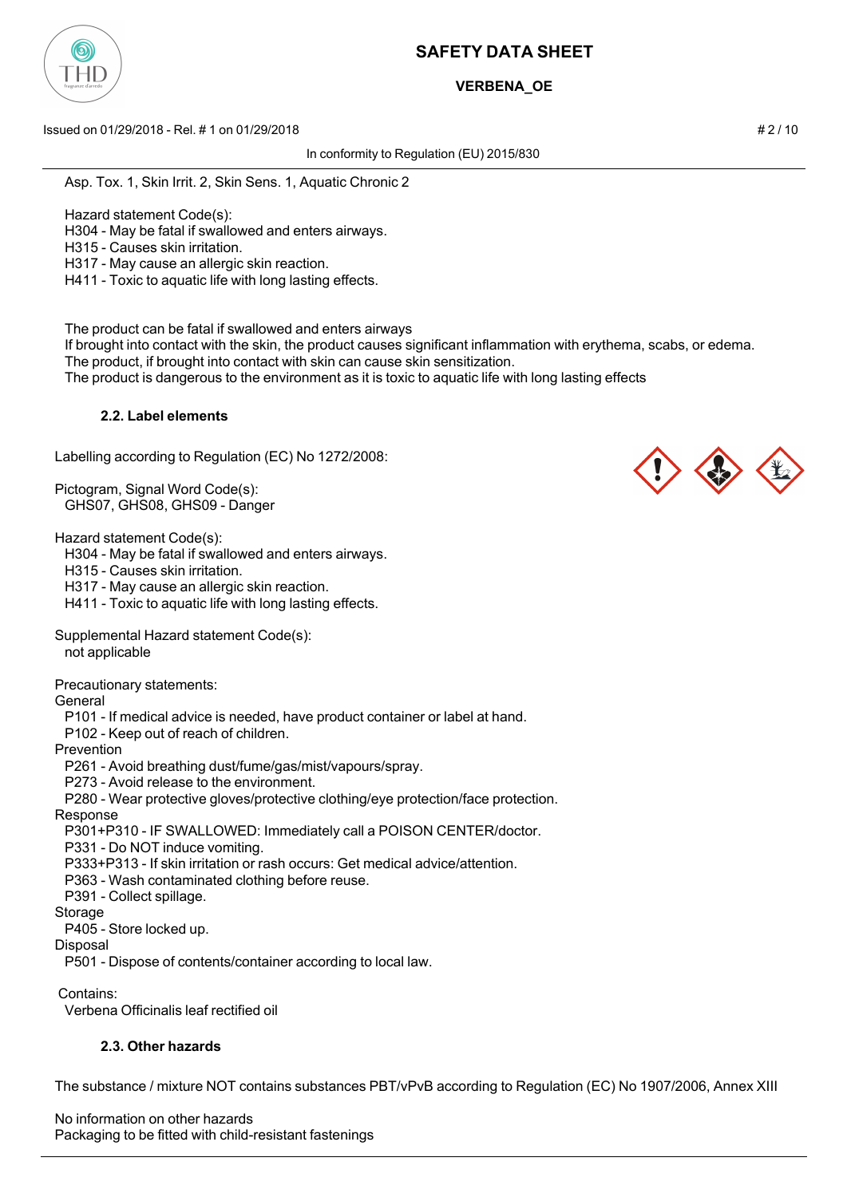Asp. Tox. 1, Skin Irrit. 2, Skin Sens. 1, Aquatic Chronic 2

Hazard statement Code(s):
H304 - May be fatal if swallowed and enters airways.
H315 - Causes skin irritation.
H317 - May cause an allergic skin reaction.
H411 - Toxic to aquatic life with long lasting effects.

The product can be fatal if swallowed and enters airways
If brought into contact with the skin, the product causes significant inflammation with erythema, scabs, or edema.
The product, if brought into contact with skin can cause skin sensitization.
The product is dangerous to the environment as it is toxic to aquatic life with long lasting effects

### 2.2. Label elements

Labelling according to Regulation (EC) No 1272/2008:

Pictogram, Signal Word Code(s):
GHS07, GHS08, GHS09 - Danger

Hazard statement Code(s):
H304 - May be fatal if swallowed and enters airways.
H315 - Causes skin irritation.
H317 - May cause an allergic skin reaction.
H411 - Toxic to aquatic life with long lasting effects.

Supplemental Hazard statement Code(s):
not applicable

Precautionary statements:

General
P101 - If medical advice is needed, have product container or label at hand.
P102 - Keep out of reach of children.

Prevention
P261 - Avoid breathing dust/fume/gas/mist/vapours/spray.
P273 - Avoid release to the environment.
P280 - Wear protective gloves/protective clothing/eye protection/face protection.

Response
P301+P310 - IF SWALLOWED: Immediately call a POISON CENTER/doctor.
P331 - Do NOT induce vomiting.
P333+P313 - If skin irritation or rash occurs: Get medical advice/attention.
P363 - Wash contaminated clothing before reuse.
P391 - Collect spillage.

Storage
P405 - Store locked up.

Disposal
P501 - Dispose of contents/container according to local law.

Contains:
Verbena Officinalis leaf rectified oil

### 2.3. Other hazards

The substance / mixture NOT contains substances PBT/vPvB according to Regulation (EC) No 1907/2006, Annex XIII

No information on other hazards
Packaging to be fitted with child-resistant fastenings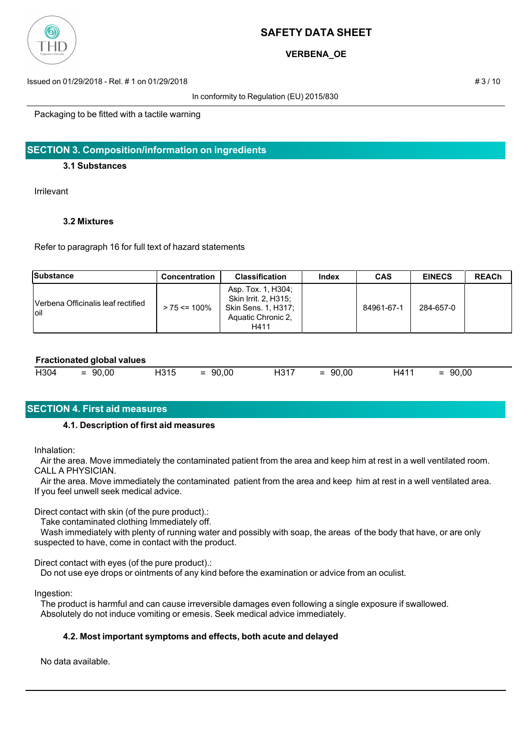Packaging to be fitted with a tactile warning

## SECTION 3. Composition/information on ingredients

### 3.1 Substances

Irrilevant

### 3.2 Mixtures

Refer to paragraph 16 for full text of hazard statements

| Substance | Concentration | Classification | Index | CAS | EINECS | REACh |
|---|---|---|---|---|---|---|
| Verbena Officinalis leaf rectified oil | > 75 <= 100% | Asp. Tox. 1, H304; Skin Irrit. 2, H315; Skin Sens. 1, H317; Aquatic Chronic 2, H411 | | 84961-67-1 | 284-657-0 | |

**Fractionated global values**

| H304 | = 90,00 | H315 | = 90,00 | H317 | = 90,00 | H411 | = 90,00 |
|---|---|---|---|---|---|---|---|

## SECTION 4. First aid measures

### 4.1. Description of first aid measures

Inhalation:

Air the area. Move immediately the contaminated patient from the area and keep him at rest in a well ventilated room. CALL A PHYSICIAN.

Air the area. Move immediately the contaminated patient from the area and keep him at rest in a well ventilated area. If you feel unwell seek medical advice.

Direct contact with skin (of the pure product).:

Take contaminated clothing Immediately off.

Wash immediately with plenty of running water and possibly with soap, the areas of the body that have, or are only suspected to have, come in contact with the product.

Direct contact with eyes (of the pure product).:

Do not use eye drops or ointments of any kind before the examination or advice from an oculist.

Ingestion:

The product is harmful and can cause irreversible damages even following a single exposure if swallowed. Absolutely do not induce vomiting or emesis. Seek medical advice immediately.

### 4.2. Most important symptoms and effects, both acute and delayed

No data available.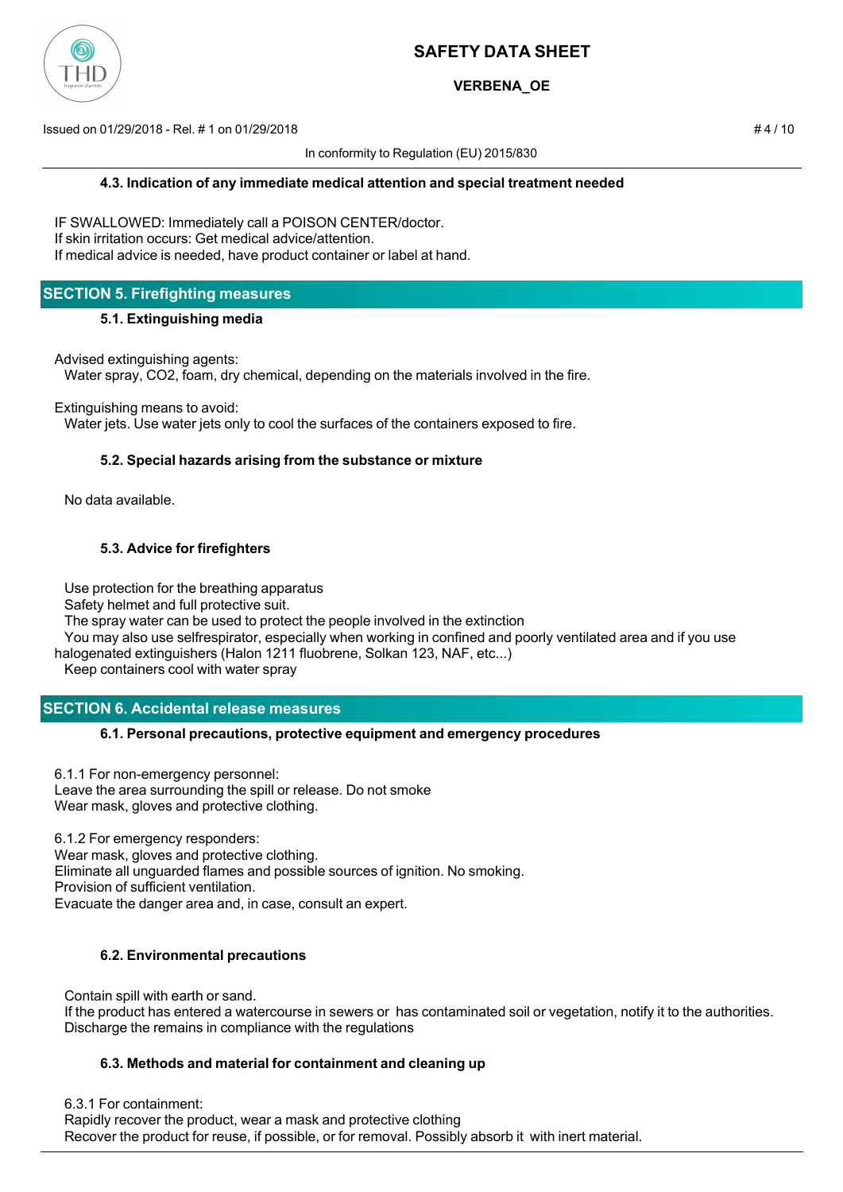### 4.3. Indication of any immediate medical attention and special treatment needed

IF SWALLOWED: Immediately call a POISON CENTER/doctor.
If skin irritation occurs: Get medical advice/attention.
If medical advice is needed, have product container or label at hand.

## SECTION 5. Firefighting measures

### 5.1. Extinguishing media

Advised extinguishing agents:
Water spray, $CO_2$, foam, dry chemical, depending on the materials involved in the fire.

Extinguishing means to avoid:
Water jets. Use water jets only to cool the surfaces of the containers exposed to fire.

### 5.2. Special hazards arising from the substance or mixture

No data available.

### 5.3. Advice for firefighters

Use protection for the breathing apparatus
Safety helmet and full protective suit.
The spray water can be used to protect the people involved in the extinction
You may also use selfrespirator, especially when working in confined and poorly ventilated area and if you use halogenated extinguishers (Halon 1211 fluobrene, Solkan 123, NAF, etc...)
Keep containers cool with water spray

## SECTION 6. Accidental release measures

### 6.1. Personal precautions, protective equipment and emergency procedures

6.1.1 For non-emergency personnel:
Leave the area surrounding the spill or release. Do not smoke
Wear mask, gloves and protective clothing.

6.1.2 For emergency responders:
Wear mask, gloves and protective clothing.
Eliminate all unguarded flames and possible sources of ignition. No smoking.
Provision of sufficient ventilation.
Evacuate the danger area and, in case, consult an expert.

### 6.2. Environmental precautions

Contain spill with earth or sand.
If the product has entered a watercourse in sewers or has contaminated soil or vegetation, notify it to the authorities.
Discharge the remains in compliance with the regulations

### 6.3. Methods and material for containment and cleaning up

6.3.1 For containment:
Rapidly recover the product, wear a mask and protective clothing
Recover the product for reuse, if possible, or for removal. Possibly absorb it with inert material.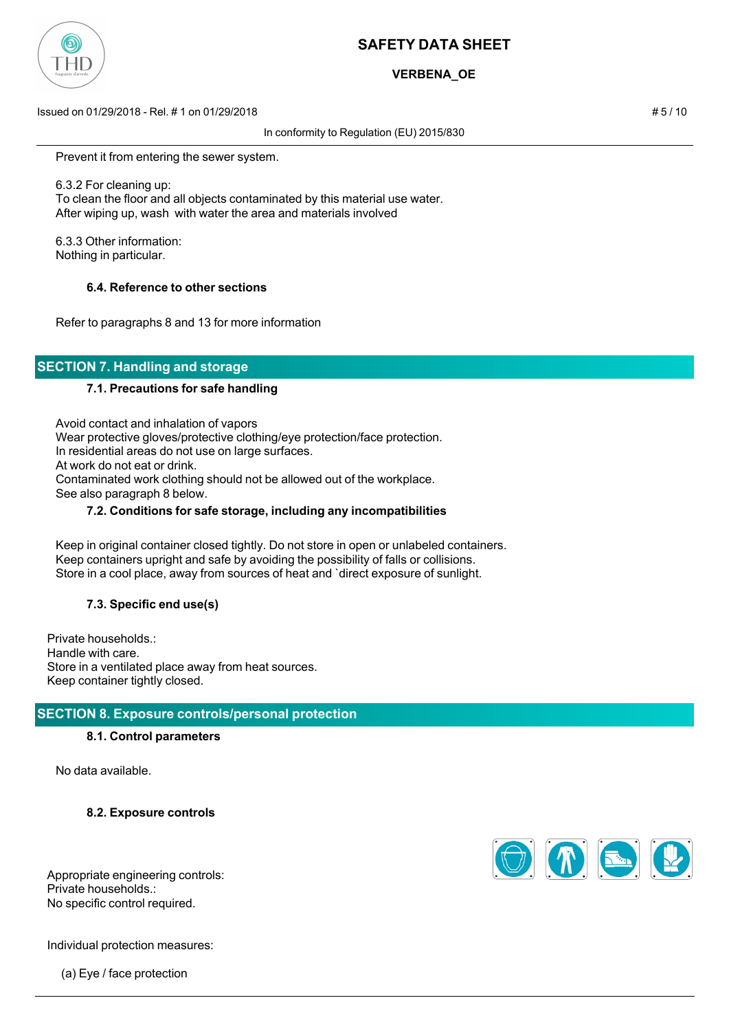Prevent it from entering the sewer system.

6.3.2 For cleaning up:
To clean the floor and all objects contaminated by this material use water.
After wiping up, wash with water the area and materials involved

6.3.3 Other information:
Nothing in particular.

### 6.4. Reference to other sections

Refer to paragraphs 8 and 13 for more information

## SECTION 7. Handling and storage

### 7.1. Precautions for safe handling

Avoid contact and inhalation of vapors
Wear protective gloves/protective clothing/eye protection/face protection.
In residential areas do not use on large surfaces.
At work do not eat or drink.
Contaminated work clothing should not be allowed out of the workplace.
See also paragraph 8 below.

### 7.2. Conditions for safe storage, including any incompatibilities

Keep in original container closed tightly. Do not store in open or unlabeled containers.
Keep containers upright and safe by avoiding the possibility of falls or collisions.
Store in a cool place, away from sources of heat and `direct exposure of sunlight.

### 7.3. Specific end use(s)

Private households.:
Handle with care.
Store in a ventilated place away from heat sources.
Keep container tightly closed.

## SECTION 8. Exposure controls/personal protection

### 8.1. Control parameters

No data available.

### 8.2. Exposure controls

Appropriate engineering controls:
Private households.:
No specific control required.

Individual protection measures:

(a) Eye / face protection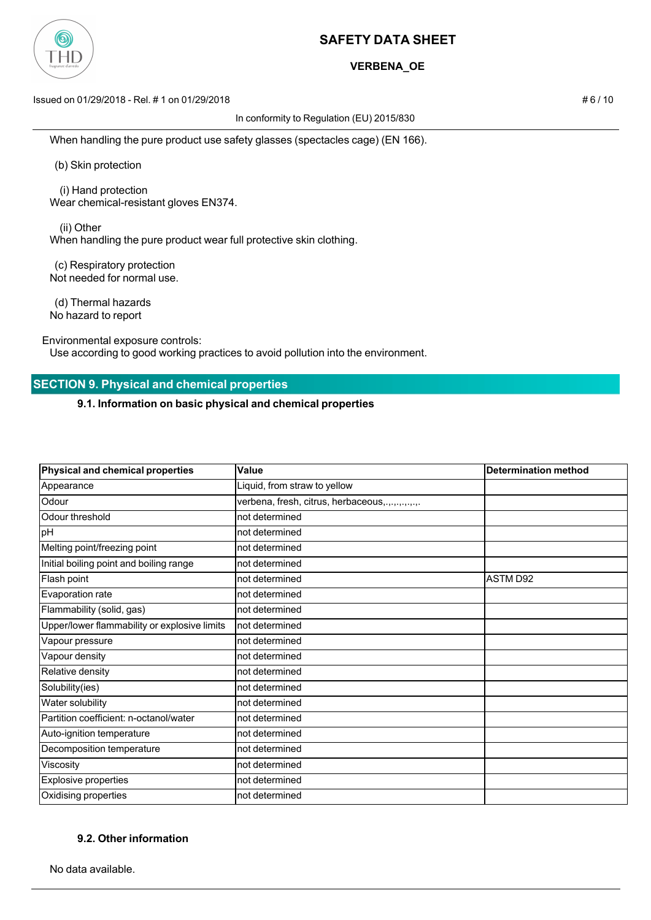When handling the pure product use safety glasses (spectacles cage) (EN 166).

(b) Skin protection

(i) Hand protection
Wear chemical-resistant gloves EN374.

(ii) Other
When handling the pure product wear full protective skin clothing.

(c) Respiratory protection
Not needed for normal use.

(d) Thermal hazards
No hazard to report

Environmental exposure controls:
Use according to good working practices to avoid pollution into the environment.

## SECTION 9. Physical and chemical properties

### 9.1. Information on basic physical and chemical properties

| Physical and chemical properties | Value | Determination method |
|---|---|---|
| Appearance | Liquid, from straw to yellow | |
| Odour | verbena, fresh, citrus, herbaceous,.,.,.,.,.,.,. | |
| Odour threshold | not determined | |
| pH | not determined | |
| Melting point/freezing point | not determined | |
| Initial boiling point and boiling range | not determined | |
| Flash point | not determined | ASTM D92 |
| Evaporation rate | not determined | |
| Flammability (solid, gas) | not determined | |
| Upper/lower flammability or explosive limits | not determined | |
| Vapour pressure | not determined | |
| Vapour density | not determined | |
| Relative density | not determined | |
| Solubility(ies) | not determined | |
| Water solubility | not determined | |
| Partition coefficient: n-octanol/water | not determined | |
| Auto-ignition temperature | not determined | |
| Decomposition temperature | not determined | |
| Viscosity | not determined | |
| Explosive properties | not determined | |
| Oxidising properties | not determined | |

### 9.2. Other information

No data available.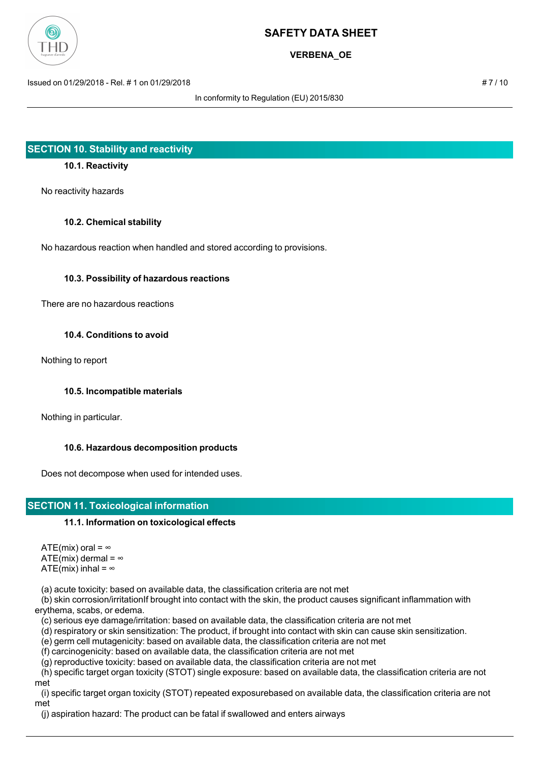## SECTION 10. Stability and reactivity

### 10.1. Reactivity

No reactivity hazards

### 10.2. Chemical stability

No hazardous reaction when handled and stored according to provisions.

### 10.3. Possibility of hazardous reactions

There are no hazardous reactions

### 10.4. Conditions to avoid

Nothing to report

### 10.5. Incompatible materials

Nothing in particular.

### 10.6. Hazardous decomposition products

Does not decompose when used for intended uses.

## SECTION 11. Toxicological information

### 11.1. Information on toxicological effects

ATE(mix) oral = ∞
ATE(mix) dermal = ∞
ATE(mix) inhal = ∞

(a) acute toxicity: based on available data, the classification criteria are not met
(b) skin corrosion/irritationIf brought into contact with the skin, the product causes significant inflammation with erythema, scabs, or edema.
(c) serious eye damage/irritation: based on available data, the classification criteria are not met
(d) respiratory or skin sensitization: The product, if brought into contact with skin can cause skin sensitization.
(e) germ cell mutagenicity: based on available data, the classification criteria are not met
(f) carcinogenicity: based on available data, the classification criteria are not met
(g) reproductive toxicity: based on available data, the classification criteria are not met
(h) specific target organ toxicity (STOT) single exposure: based on available data, the classification criteria are not met
(i) specific target organ toxicity (STOT) repeated exposurebased on available data, the classification criteria are not met
(j) aspiration hazard: The product can be fatal if swallowed and enters airways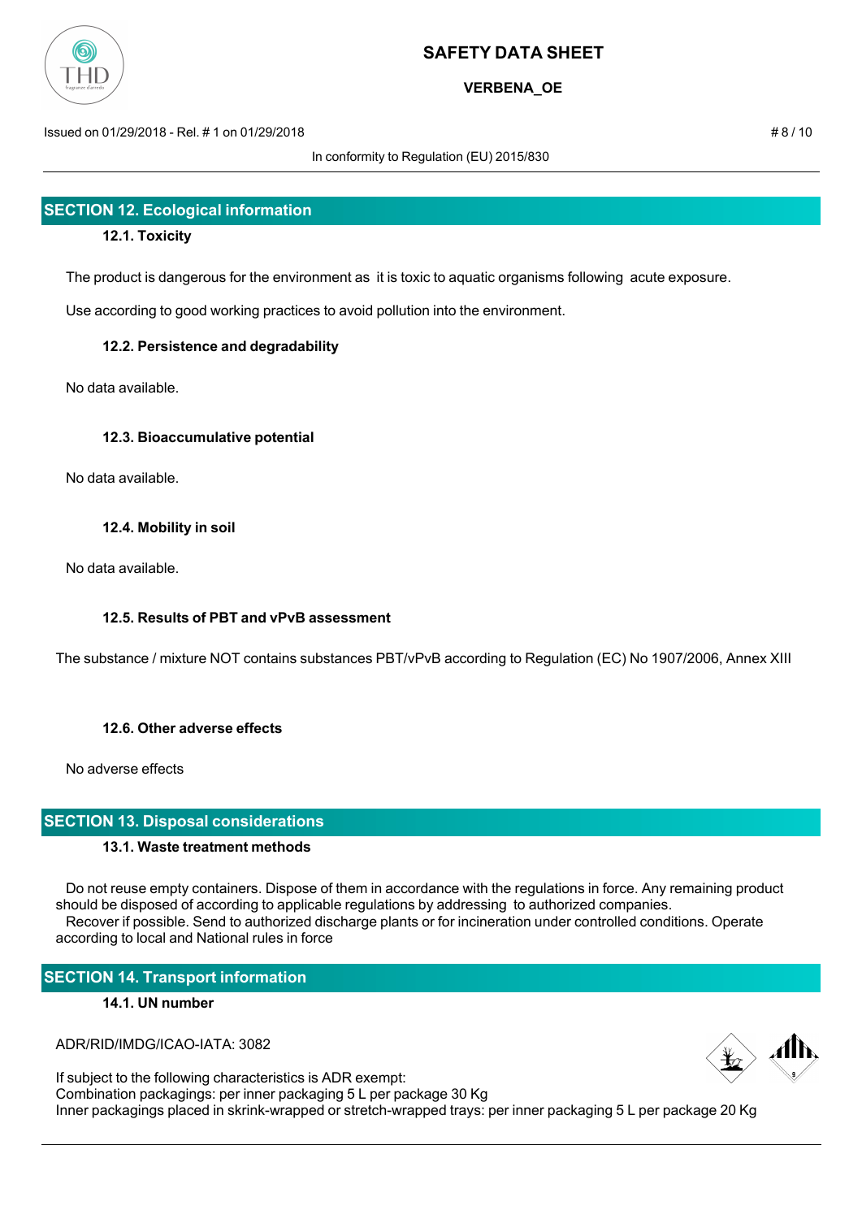## SECTION 12. Ecological information

### 12.1. Toxicity

The product is dangerous for the environment as it is toxic to aquatic organisms following acute exposure.

Use according to good working practices to avoid pollution into the environment.

### 12.2. Persistence and degradability

No data available.

### 12.3. Bioaccumulative potential

No data available.

### 12.4. Mobility in soil

No data available.

### 12.5. Results of PBT and vPvB assessment

The substance / mixture NOT contains substances PBT/vPvB according to Regulation (EC) No 1907/2006, Annex XIII

### 12.6. Other adverse effects

No adverse effects

## SECTION 13. Disposal considerations

### 13.1. Waste treatment methods

Do not reuse empty containers. Dispose of them in accordance with the regulations in force. Any remaining product should be disposed of according to applicable regulations by addressing to authorized companies.
Recover if possible. Send to authorized discharge plants or for incineration under controlled conditions. Operate according to local and National rules in force

## SECTION 14. Transport information

### 14.1. UN number

ADR/RID/IMDG/ICAO-IATA: 3082

If subject to the following characteristics is ADR exempt:
Combination packagings: per inner packaging 5 L per package 30 Kg
Inner packagings placed in skrink-wrapped or stretch-wrapped trays: per inner packaging 5 L per package 20 Kg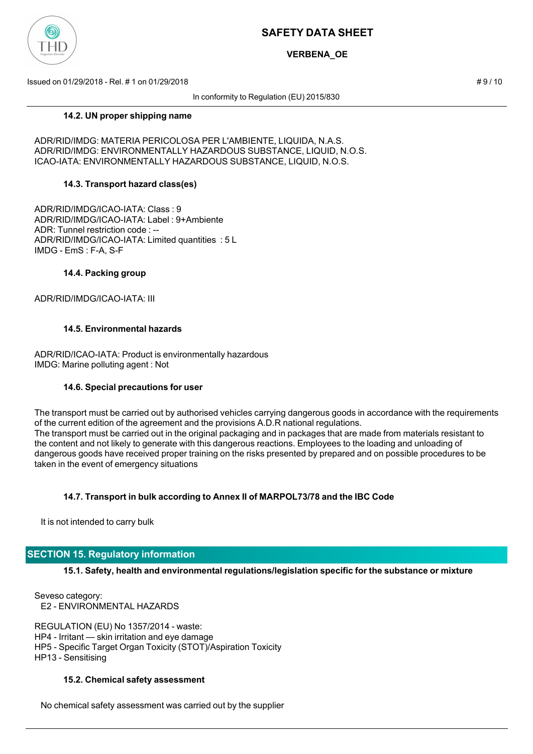### 14.2. UN proper shipping name

ADR/RID/IMDG: MATERIA PERICOLOSA PER L'AMBIENTE, LIQUIDA, N.A.S.
ADR/RID/IMDG: ENVIRONMENTALLY HAZARDOUS SUBSTANCE, LIQUID, N.O.S.
ICAO-IATA: ENVIRONMENTALLY HAZARDOUS SUBSTANCE, LIQUID, N.O.S.

### 14.3. Transport hazard class(es)

ADR/RID/IMDG/ICAO-IATA: Class : 9
ADR/RID/IMDG/ICAO-IATA: Label : 9+Ambiente
ADR: Tunnel restriction code : --
ADR/RID/IMDG/ICAO-IATA: Limited quantities : 5 L
IMDG - EmS : F-A, S-F

### 14.4. Packing group

ADR/RID/IMDG/ICAO-IATA: III

### 14.5. Environmental hazards

ADR/RID/ICAO-IATA: Product is environmentally hazardous
IMDG: Marine polluting agent : Not

### 14.6. Special precautions for user

The transport must be carried out by authorised vehicles carrying dangerous goods in accordance with the requirements of the current edition of the agreement and the provisions A.D.R national regulations.
The transport must be carried out in the original packaging and in packages that are made from materials resistant to the content and not likely to generate with this dangerous reactions. Employees to the loading and unloading of dangerous goods have received proper training on the risks presented by prepared and on possible procedures to be taken in the event of emergency situations

### 14.7. Transport in bulk according to Annex II of MARPOL73/78 and the IBC Code

It is not intended to carry bulk

## SECTION 15. Regulatory information

### 15.1. Safety, health and environmental regulations/legislation specific for the substance or mixture

Seveso category:
E2 - ENVIRONMENTAL HAZARDS

REGULATION (EU) No 1357/2014 - waste:
HP4 - Irritant — skin irritation and eye damage
HP5 - Specific Target Organ Toxicity (STOT)/Aspiration Toxicity
HP13 - Sensitising

### 15.2. Chemical safety assessment

No chemical safety assessment was carried out by the supplier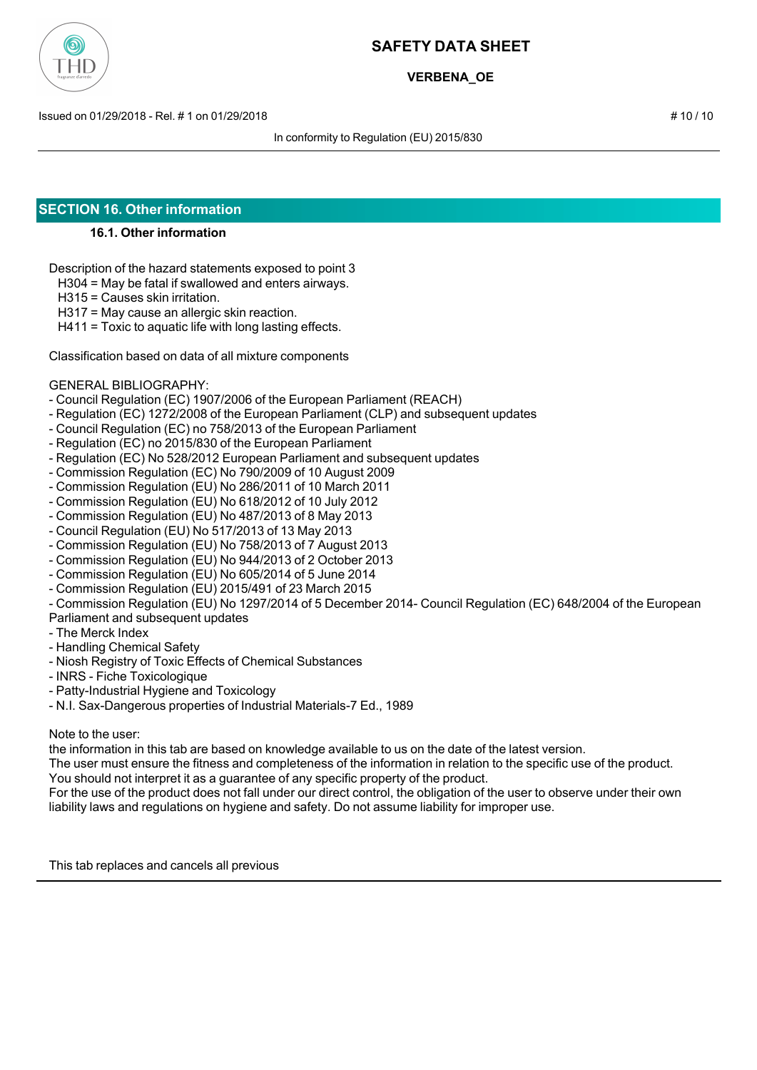## SECTION 16. Other information

### 16.1. Other information

Description of the hazard statements exposed to point 3

H304 = May be fatal if swallowed and enters airways.
H315 = Causes skin irritation.
H317 = May cause an allergic skin reaction.
H411 = Toxic to aquatic life with long lasting effects.

Classification based on data of all mixture components

GENERAL BIBLIOGRAPHY:
- Council Regulation (EC) 1907/2006 of the European Parliament (REACH)
- Regulation (EC) 1272/2008 of the European Parliament (CLP) and subsequent updates
- Council Regulation (EC) no 758/2013 of the European Parliament
- Regulation (EC) no 2015/830 of the European Parliament
- Regulation (EC) No 528/2012 European Parliament and subsequent updates
- Commission Regulation (EC) No 790/2009 of 10 August 2009
- Commission Regulation (EU) No 286/2011 of 10 March 2011
- Commission Regulation (EU) No 618/2012 of 10 July 2012
- Commission Regulation (EU) No 487/2013 of 8 May 2013
- Council Regulation (EU) No 517/2013 of 13 May 2013
- Commission Regulation (EU) No 758/2013 of 7 August 2013
- Commission Regulation (EU) No 944/2013 of 2 October 2013
- Commission Regulation (EU) No 605/2014 of 5 June 2014
- Commission Regulation (EU) 2015/491 of 23 March 2015
- Commission Regulation (EU) No 1297/2014 of 5 December 2014- Council Regulation (EC) 648/2004 of the European Parliament and subsequent updates
- The Merck Index
- Handling Chemical Safety
- Niosh Registry of Toxic Effects of Chemical Substances
- INRS - Fiche Toxicologique
- Patty-Industrial Hygiene and Toxicology
- N.I. Sax-Dangerous properties of Industrial Materials-7 Ed., 1989

Note to the user:
the information in this tab are based on knowledge available to us on the date of the latest version.
The user must ensure the fitness and completeness of the information in relation to the specific use of the product.
You should not interpret it as a guarantee of any specific property of the product.
For the use of the product does not fall under our direct control, the obligation of the user to observe under their own liability laws and regulations on hygiene and safety. Do not assume liability for improper use.

This tab replaces and cancels all previous